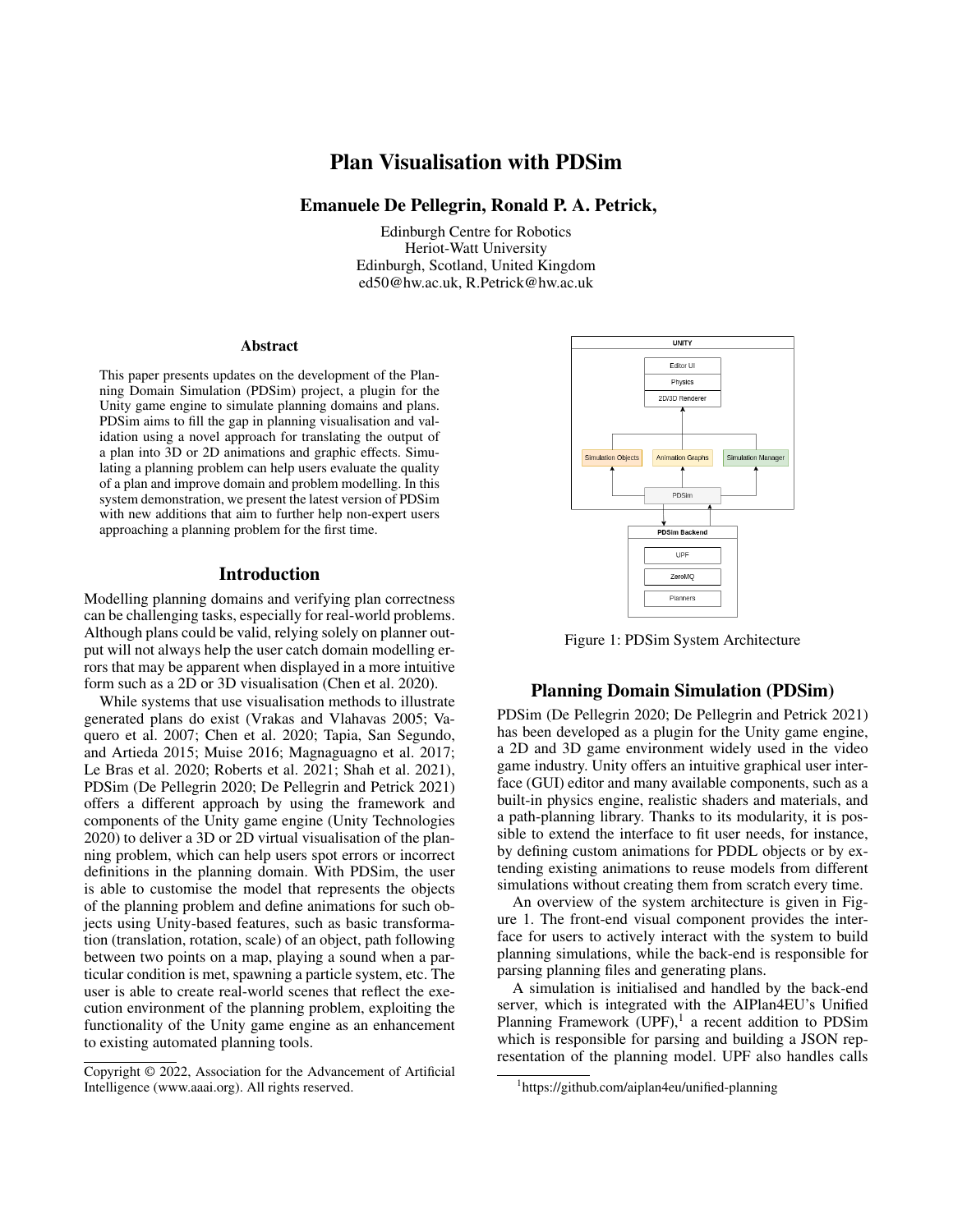# Plan Visualisation with PDSim

**Emanuele De Pellegrin, Ronald P. A. Petrick,**

Edinburgh Centre for Robotics
Heriot-Watt University
Edinburgh, Scotland, United Kingdom
ed50@hw.ac.uk, R.Petrick@hw.ac.uk

## Abstract

This paper presents updates on the development of the Planning Domain Simulation (PDSim) project, a plugin for the Unity game engine to simulate planning domains and plans. PDSim aims to fill the gap in planning visualisation and validation using a novel approach for translating the output of a plan into 3D or 2D animations and graphic effects. Simulating a planning problem can help users evaluate the quality of a plan and improve domain and problem modelling. In this system demonstration, we present the latest version of PDSim with new additions that aim to further help non-expert users approaching a planning problem for the first time.

## Introduction

Modelling planning domains and verifying plan correctness can be challenging tasks, especially for real-world problems. Although plans could be valid, relying solely on planner output will not always help the user catch domain modelling errors that may be apparent when displayed in a more intuitive form such as a 2D or 3D visualisation (Chen et al. 2020).

While systems that use visualisation methods to illustrate generated plans do exist (Vrakas and Vlahavas 2005; Vaquero et al. 2007; Chen et al. 2020; Tapia, San Segundo, and Artieda 2015; Muise 2016; Magnaguagno et al. 2017; Le Bras et al. 2020; Roberts et al. 2021; Shah et al. 2021), PDSim (De Pellegrin 2020; De Pellegrin and Petrick 2021) offers a different approach by using the framework and components of the Unity game engine (Unity Technologies 2020) to deliver a 3D or 2D virtual visualisation of the planning problem, which can help users spot errors or incorrect definitions in the planning domain. With PDSim, the user is able to customise the model that represents the objects of the planning problem and define animations for such objects using Unity-based features, such as basic transformation (translation, rotation, scale) of an object, path following between two points on a map, playing a sound when a particular condition is met, spawning a particle system, etc. The user is able to create real-world scenes that reflect the execution environment of the planning problem, exploiting the functionality of the Unity game engine as an enhancement to existing automated planning tools.

Copyright © 2022, Association for the Advancement of Artificial Intelligence (www.aaai.org). All rights reserved.

Figure 1: PDSim System Architecture

## Planning Domain Simulation (PDSim)

PDSim (De Pellegrin 2020; De Pellegrin and Petrick 2021) has been developed as a plugin for the Unity game engine, a 2D and 3D game environment widely used in the video game industry. Unity offers an intuitive graphical user interface (GUI) editor and many available components, such as a built-in physics engine, realistic shaders and materials, and a path-planning library. Thanks to its modularity, it is possible to extend the interface to fit user needs, for instance, by defining custom animations for PDDL objects or by extending existing animations to reuse models from different simulations without creating them from scratch every time.

An overview of the system architecture is given in Figure 1. The front-end visual component provides the interface for users to actively interact with the system to build planning simulations, while the back-end is responsible for parsing planning files and generating plans.

A simulation is initialised and handled by the back-end server, which is integrated with the AIPlan4EU's Unified Planning Framework (UPF),[1] a recent addition to PDSim which is responsible for parsing and building a JSON representation of the planning model. UPF also handles calls

[1] https://github.com/aiplan4eu/unified-planning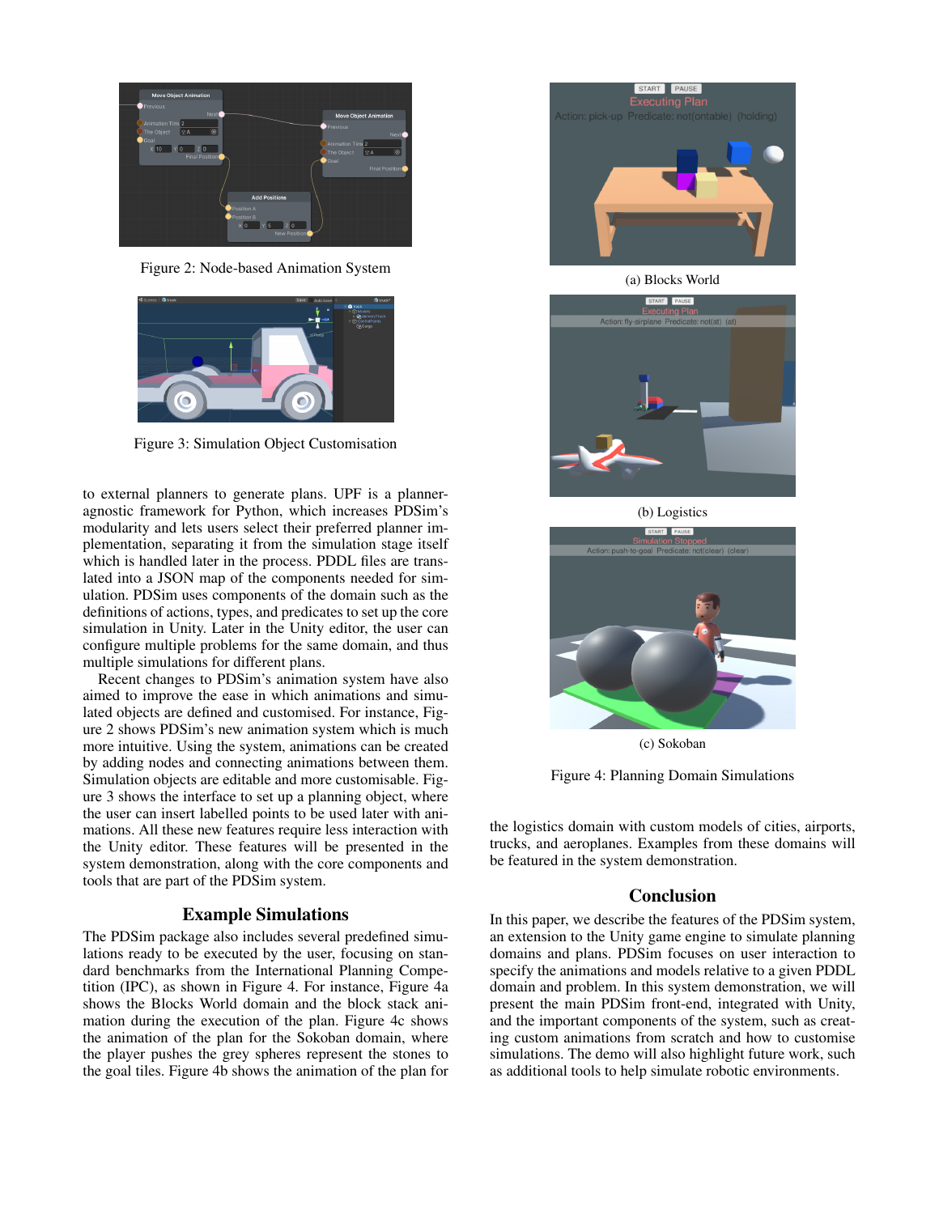Figure 2: Node-based Animation System

Figure 3: Simulation Object Customisation

to external planners to generate plans. UPF is a planner-agnostic framework for Python, which increases PDSim's modularity and lets users select their preferred planner implementation, separating it from the simulation stage itself which is handled later in the process. PDDL files are translated into a JSON map of the components needed for simulation. PDSim uses components of the domain such as the definitions of actions, types, and predicates to set up the core simulation in Unity. Later in the Unity editor, the user can configure multiple problems for the same domain, and thus multiple simulations for different plans.

Recent changes to PDSim's animation system have also aimed to improve the ease in which animations and simulated objects are defined and customised. For instance, Figure 2 shows PDSim's new animation system which is much more intuitive. Using the system, animations can be created by adding nodes and connecting animations between them. Simulation objects are editable and more customisable. Figure 3 shows the interface to set up a planning object, where the user can insert labelled points to be used later with animations. All these new features require less interaction with the Unity editor. These features will be presented in the system demonstration, along with the core components and tools that are part of the PDSim system.

## Example Simulations

The PDSim package also includes several predefined simulations ready to be executed by the user, focusing on standard benchmarks from the International Planning Competition (IPC), as shown in Figure 4. For instance, Figure 4a shows the Blocks World domain and the block stack animation during the execution of the plan. Figure 4c shows the animation of the plan for the Sokoban domain, where the player pushes the grey spheres represent the stones to the goal tiles. Figure 4b shows the animation of the plan for the logistics domain with custom models of cities, airports, trucks, and aeroplanes. Examples from these domains will be featured in the system demonstration.

(a) Blocks World

(b) Logistics

(c) Sokoban

Figure 4: Planning Domain Simulations

## Conclusion

In this paper, we describe the features of the PDSim system, an extension to the Unity game engine to simulate planning domains and plans. PDSim focuses on user interaction to specify the animations and models relative to a given PDDL domain and problem. In this system demonstration, we will present the main PDSim front-end, integrated with Unity, and the important components of the system, such as creating custom animations from scratch and how to customise simulations. The demo will also highlight future work, such as additional tools to help simulate robotic environments.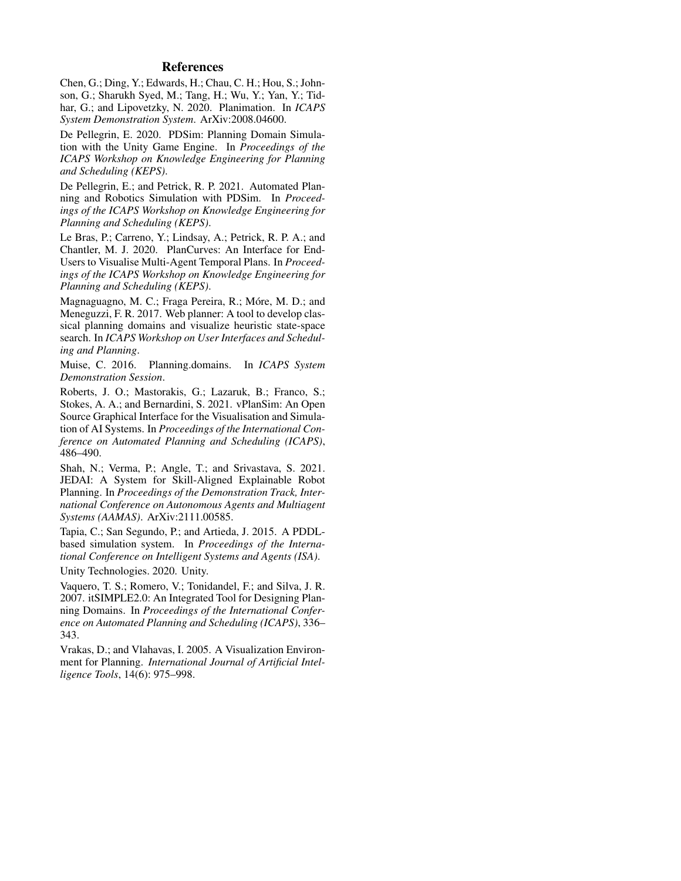## References

Chen, G.; Ding, Y.; Edwards, H.; Chau, C. H.; Hou, S.; Johnson, G.; Sharukh Syed, M.; Tang, H.; Wu, Y.; Yan, Y.; Tidhar, G.; and Lipovetzky, N. 2020. Planimation. In *ICAPS System Demonstration System*. ArXiv:2008.04600.

De Pellegrin, E. 2020. PDSim: Planning Domain Simulation with the Unity Game Engine. In *Proceedings of the ICAPS Workshop on Knowledge Engineering for Planning and Scheduling (KEPS)*.

De Pellegrin, E.; and Petrick, R. P. 2021. Automated Planning and Robotics Simulation with PDSim. In *Proceedings of the ICAPS Workshop on Knowledge Engineering for Planning and Scheduling (KEPS)*.

Le Bras, P.; Carreno, Y.; Lindsay, A.; Petrick, R. P. A.; and Chantler, M. J. 2020. PlanCurves: An Interface for End-Users to Visualise Multi-Agent Temporal Plans. In *Proceedings of the ICAPS Workshop on Knowledge Engineering for Planning and Scheduling (KEPS)*.

Magnaguagno, M. C.; Fraga Pereira, R.; Móre, M. D.; and Meneguzzi, F. R. 2017. Web planner: A tool to develop classical planning domains and visualize heuristic state-space search. In *ICAPS Workshop on User Interfaces and Scheduling and Planning*.

Muise, C. 2016. Planning.domains. In *ICAPS System Demonstration Session*.

Roberts, J. O.; Mastorakis, G.; Lazaruk, B.; Franco, S.; Stokes, A. A.; and Bernardini, S. 2021. vPlanSim: An Open Source Graphical Interface for the Visualisation and Simulation of AI Systems. In *Proceedings of the International Conference on Automated Planning and Scheduling (ICAPS)*, 486–490.

Shah, N.; Verma, P.; Angle, T.; and Srivastava, S. 2021. JEDAI: A System for Skill-Aligned Explainable Robot Planning. In *Proceedings of the Demonstration Track, International Conference on Autonomous Agents and Multiagent Systems (AAMAS)*. ArXiv:2111.00585.

Tapia, C.; San Segundo, P.; and Artieda, J. 2015. A PDDL-based simulation system. In *Proceedings of the International Conference on Intelligent Systems and Agents (ISA)*.

Unity Technologies. 2020. Unity.

Vaquero, T. S.; Romero, V.; Tonidandel, F.; and Silva, J. R. 2007. itSIMPLE2.0: An Integrated Tool for Designing Planning Domains. In *Proceedings of the International Conference on Automated Planning and Scheduling (ICAPS)*, 336–343.

Vrakas, D.; and Vlahavas, I. 2005. A Visualization Environment for Planning. *International Journal of Artificial Intelligence Tools*, 14(6): 975–998.